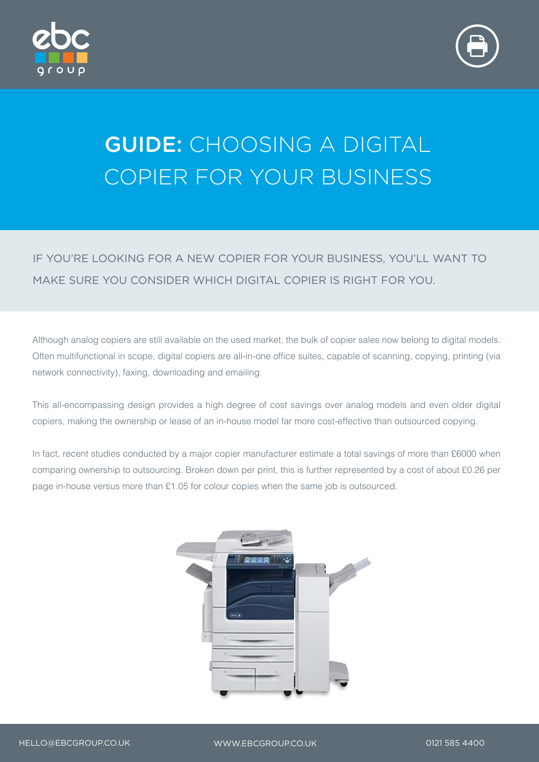# **GUIDE:** CHOOSING A DIGITAL COPIER FOR YOUR BUSINESS

IF YOU'RE LOOKING FOR A NEW COPIER FOR YOUR BUSINESS, YOU'LL WANT TO MAKE SURE YOU CONSIDER WHICH DIGITAL COPIER IS RIGHT FOR YOU.

Although analog copiers are still available on the used market, the bulk of copier sales now belong to digital models. Often multifunctional in scope, digital copiers are all-in-one office suites, capable of scanning, copying, printing (via network connectivity), faxing, downloading and emailing.

This all-encompassing design provides a high degree of cost savings over analog models and even older digital copiers, making the ownership or lease of an in-house model far more cost-effective than outsourced copying.

In fact, recent studies conducted by a major copier manufacturer estimate a total savings of more than £6000 when comparing ownership to outsourcing. Broken down per print, this is further represented by a cost of about £0.26 per page in-house versus more than £1.05 for colour copies when the same job is outsourced.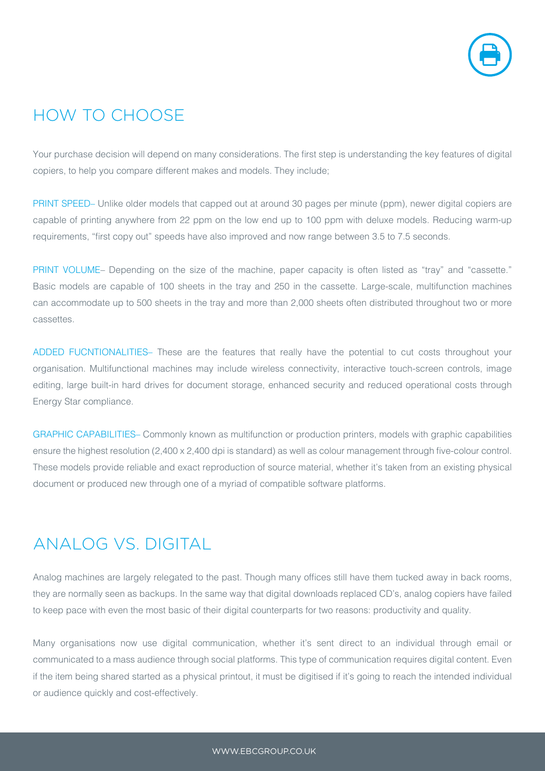## HOW TO CHOOSE

Your purchase decision will depend on many considerations. The first step is understanding the key features of digital copiers, to help you compare different makes and models. They include;

PRINT SPEED– Unlike older models that capped out at around 30 pages per minute (ppm), newer digital copiers are capable of printing anywhere from 22 ppm on the low end up to 100 ppm with deluxe models. Reducing warm-up requirements, "first copy out" speeds have also improved and now range between 3.5 to 7.5 seconds.

PRINT VOLUME– Depending on the size of the machine, paper capacity is often listed as "tray" and "cassette." Basic models are capable of 100 sheets in the tray and 250 in the cassette. Large-scale, multifunction machines can accommodate up to 500 sheets in the tray and more than 2,000 sheets often distributed throughout two or more cassettes.

ADDED FUCNTIONALITIES– These are the features that really have the potential to cut costs throughout your organisation. Multifunctional machines may include wireless connectivity, interactive touch-screen controls, image editing, large built-in hard drives for document storage, enhanced security and reduced operational costs through Energy Star compliance.

GRAPHIC CAPABILITIES– Commonly known as multifunction or production printers, models with graphic capabilities ensure the highest resolution (2,400 x 2,400 dpi is standard) as well as colour management through five-colour control. These models provide reliable and exact reproduction of source material, whether it's taken from an existing physical document or produced new through one of a myriad of compatible software platforms.

## ANALOG VS. DIGITAL

Analog machines are largely relegated to the past. Though many offices still have them tucked away in back rooms, they are normally seen as backups. In the same way that digital downloads replaced CD's, analog copiers have failed to keep pace with even the most basic of their digital counterparts for two reasons: productivity and quality.

Many organisations now use digital communication, whether it's sent direct to an individual through email or communicated to a mass audience through social platforms. This type of communication requires digital content. Even if the item being shared started as a physical printout, it must be digitised if it's going to reach the intended individual or audience quickly and cost-effectively.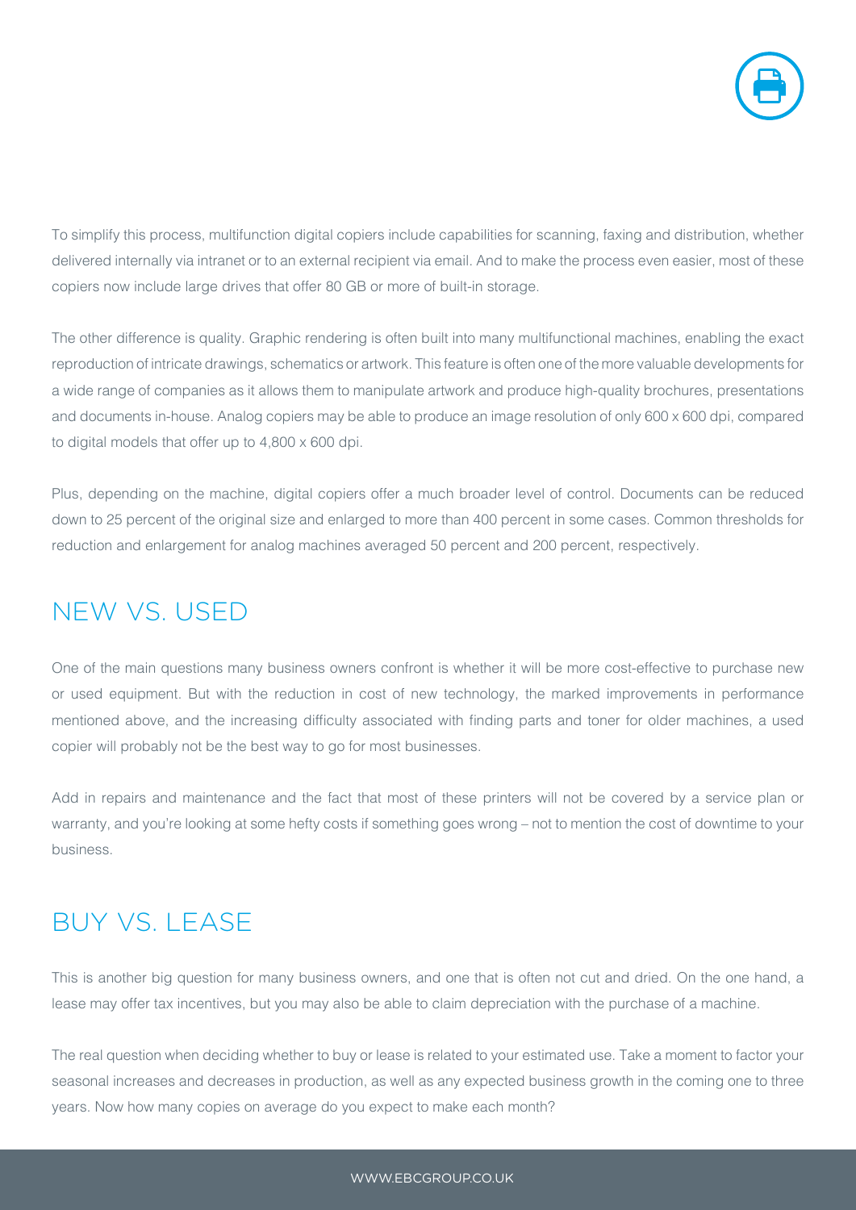To simplify this process, multifunction digital copiers include capabilities for scanning, faxing and distribution, whether delivered internally via intranet or to an external recipient via email. And to make the process even easier, most of these copiers now include large drives that offer 80 GB or more of built-in storage.

The other difference is quality. Graphic rendering is often built into many multifunctional machines, enabling the exact reproduction of intricate drawings, schematics or artwork. This feature is often one of the more valuable developments for a wide range of companies as it allows them to manipulate artwork and produce high-quality brochures, presentations and documents in-house. Analog copiers may be able to produce an image resolution of only 600 x 600 dpi, compared to digital models that offer up to 4,800 x 600 dpi.

Plus, depending on the machine, digital copiers offer a much broader level of control. Documents can be reduced down to 25 percent of the original size and enlarged to more than 400 percent in some cases. Common thresholds for reduction and enlargement for analog machines averaged 50 percent and 200 percent, respectively.

## NEW VS. USED

One of the main questions many business owners confront is whether it will be more cost-effective to purchase new or used equipment. But with the reduction in cost of new technology, the marked improvements in performance mentioned above, and the increasing difficulty associated with finding parts and toner for older machines, a used copier will probably not be the best way to go for most businesses.

Add in repairs and maintenance and the fact that most of these printers will not be covered by a service plan or warranty, and you're looking at some hefty costs if something goes wrong – not to mention the cost of downtime to your business.

## BUY VS. LEASE

This is another big question for many business owners, and one that is often not cut and dried. On the one hand, a lease may offer tax incentives, but you may also be able to claim depreciation with the purchase of a machine.

The real question when deciding whether to buy or lease is related to your estimated use. Take a moment to factor your seasonal increases and decreases in production, as well as any expected business growth in the coming one to three years. Now how many copies on average do you expect to make each month?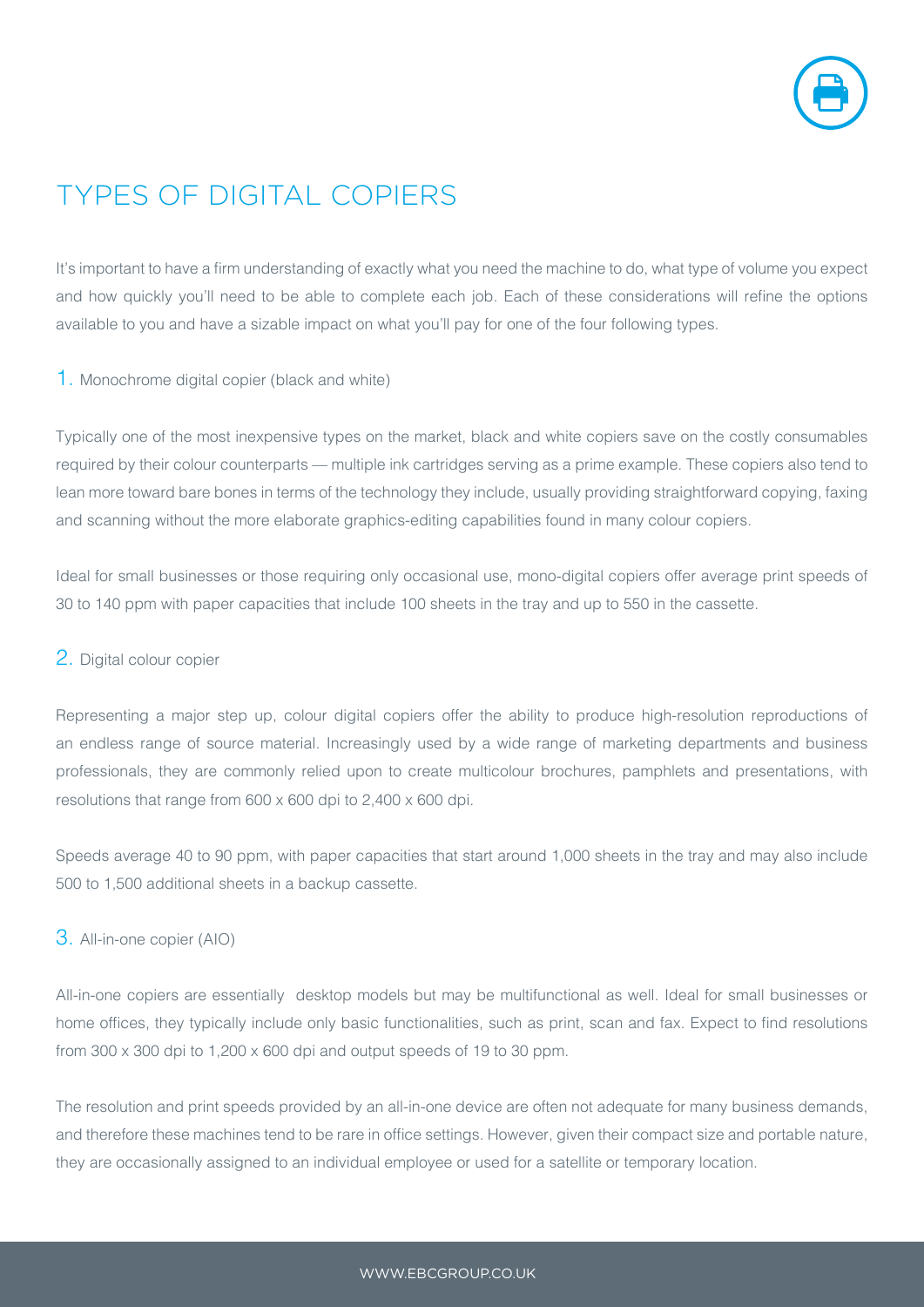# TYPES OF DIGITAL COPIERS

It's important to have a firm understanding of exactly what you need the machine to do, what type of volume you expect and how quickly you'll need to be able to complete each job. Each of these considerations will refine the options available to you and have a sizable impact on what you'll pay for one of the four following types.

## 1. Monochrome digital copier (black and white)

Typically one of the most inexpensive types on the market, black and white copiers save on the costly consumables required by their colour counterparts — multiple ink cartridges serving as a prime example. These copiers also tend to lean more toward bare bones in terms of the technology they include, usually providing straightforward copying, faxing and scanning without the more elaborate graphics-editing capabilities found in many colour copiers.

Ideal for small businesses or those requiring only occasional use, mono-digital copiers offer average print speeds of 30 to 140 ppm with paper capacities that include 100 sheets in the tray and up to 550 in the cassette.

## 2. Digital colour copier

Representing a major step up, colour digital copiers offer the ability to produce high-resolution reproductions of an endless range of source material. Increasingly used by a wide range of marketing departments and business professionals, they are commonly relied upon to create multicolour brochures, pamphlets and presentations, with resolutions that range from 600 x 600 dpi to 2,400 x 600 dpi.

Speeds average 40 to 90 ppm, with paper capacities that start around 1,000 sheets in the tray and may also include 500 to 1,500 additional sheets in a backup cassette.

## 3. All-in-one copier (AIO)

All-in-one copiers are essentially desktop models but may be multifunctional as well. Ideal for small businesses or home offices, they typically include only basic functionalities, such as print, scan and fax. Expect to find resolutions from 300 x 300 dpi to 1,200 x 600 dpi and output speeds of 19 to 30 ppm.

The resolution and print speeds provided by an all-in-one device are often not adequate for many business demands, and therefore these machines tend to be rare in office settings. However, given their compact size and portable nature, they are occasionally assigned to an individual employee or used for a satellite or temporary location.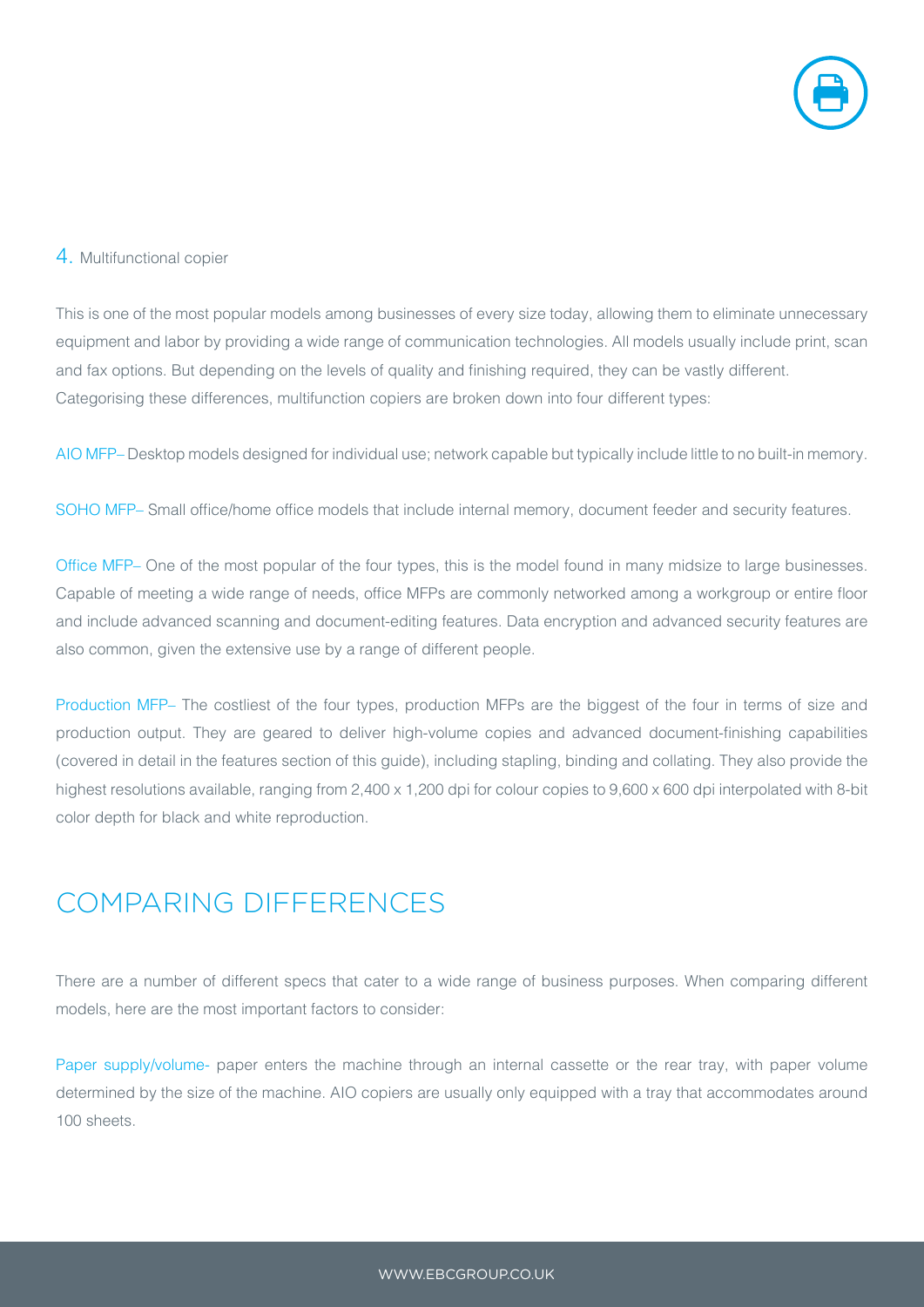### 4. Multifunctional copier

This is one of the most popular models among businesses of every size today, allowing them to eliminate unnecessary equipment and labor by providing a wide range of communication technologies. All models usually include print, scan and fax options. But depending on the levels of quality and finishing required, they can be vastly different. Categorising these differences, multifunction copiers are broken down into four different types:

AIO MFP– Desktop models designed for individual use; network capable but typically include little to no built-in memory.

SOHO MFP– Small office/home office models that include internal memory, document feeder and security features.

Office MFP– One of the most popular of the four types, this is the model found in many midsize to large businesses. Capable of meeting a wide range of needs, office MFPs are commonly networked among a workgroup or entire floor and include advanced scanning and document-editing features. Data encryption and advanced security features are also common, given the extensive use by a range of different people.

Production MFP– The costliest of the four types, production MFPs are the biggest of the four in terms of size and production output. They are geared to deliver high-volume copies and advanced document-finishing capabilities (covered in detail in the features section of this guide), including stapling, binding and collating. They also provide the highest resolutions available, ranging from 2,400 x 1,200 dpi for colour copies to 9,600 x 600 dpi interpolated with 8-bit color depth for black and white reproduction.

## COMPARING DIFFERENCES

There are a number of different specs that cater to a wide range of business purposes. When comparing different models, here are the most important factors to consider:

Paper supply/volume- paper enters the machine through an internal cassette or the rear tray, with paper volume determined by the size of the machine. AIO copiers are usually only equipped with a tray that accommodates around 100 sheets.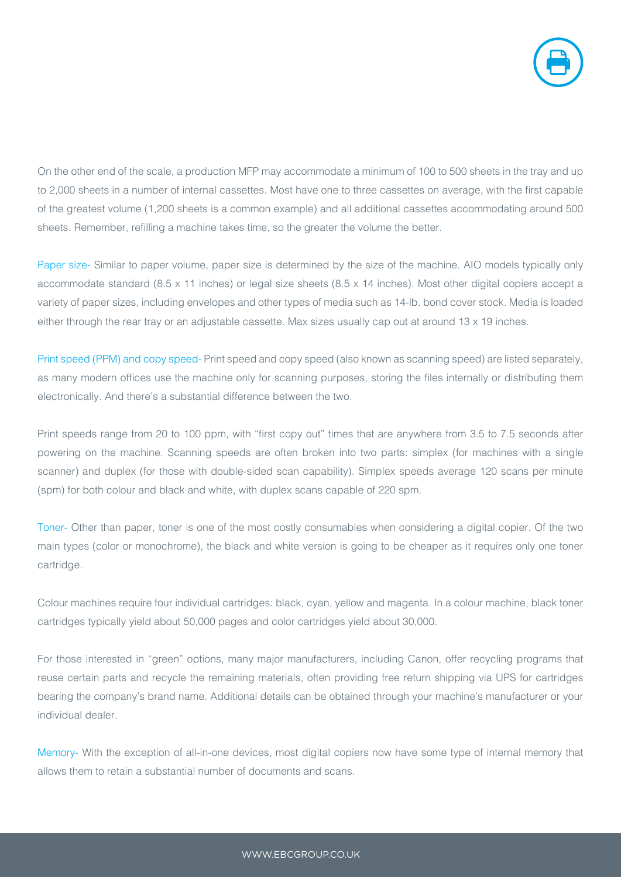On the other end of the scale, a production MFP may accommodate a minimum of 100 to 500 sheets in the tray and up to 2,000 sheets in a number of internal cassettes. Most have one to three cassettes on average, with the first capable of the greatest volume (1,200 sheets is a common example) and all additional cassettes accommodating around 500 sheets. Remember, refilling a machine takes time, so the greater the volume the better.

Paper size- Similar to paper volume, paper size is determined by the size of the machine. AIO models typically only accommodate standard (8.5 x 11 inches) or legal size sheets (8.5 x 14 inches). Most other digital copiers accept a variety of paper sizes, including envelopes and other types of media such as 14-lb. bond cover stock. Media is loaded either through the rear tray or an adjustable cassette. Max sizes usually cap out at around 13 x 19 inches.

Print speed (PPM) and copy speed- Print speed and copy speed (also known as scanning speed) are listed separately, as many modern offices use the machine only for scanning purposes, storing the files internally or distributing them electronically. And there's a substantial difference between the two.

Print speeds range from 20 to 100 ppm, with "first copy out" times that are anywhere from 3.5 to 7.5 seconds after powering on the machine. Scanning speeds are often broken into two parts: simplex (for machines with a single scanner) and duplex (for those with double-sided scan capability). Simplex speeds average 120 scans per minute (spm) for both colour and black and white, with duplex scans capable of 220 spm.

Toner- Other than paper, toner is one of the most costly consumables when considering a digital copier. Of the two main types (color or monochrome), the black and white version is going to be cheaper as it requires only one toner cartridge.

Colour machines require four individual cartridges: black, cyan, yellow and magenta. In a colour machine, black toner cartridges typically yield about 50,000 pages and color cartridges yield about 30,000.

For those interested in "green" options, many major manufacturers, including Canon, offer recycling programs that reuse certain parts and recycle the remaining materials, often providing free return shipping via UPS for cartridges bearing the company's brand name. Additional details can be obtained through your machine's manufacturer or your individual dealer.

Memory- With the exception of all-in-one devices, most digital copiers now have some type of internal memory that allows them to retain a substantial number of documents and scans.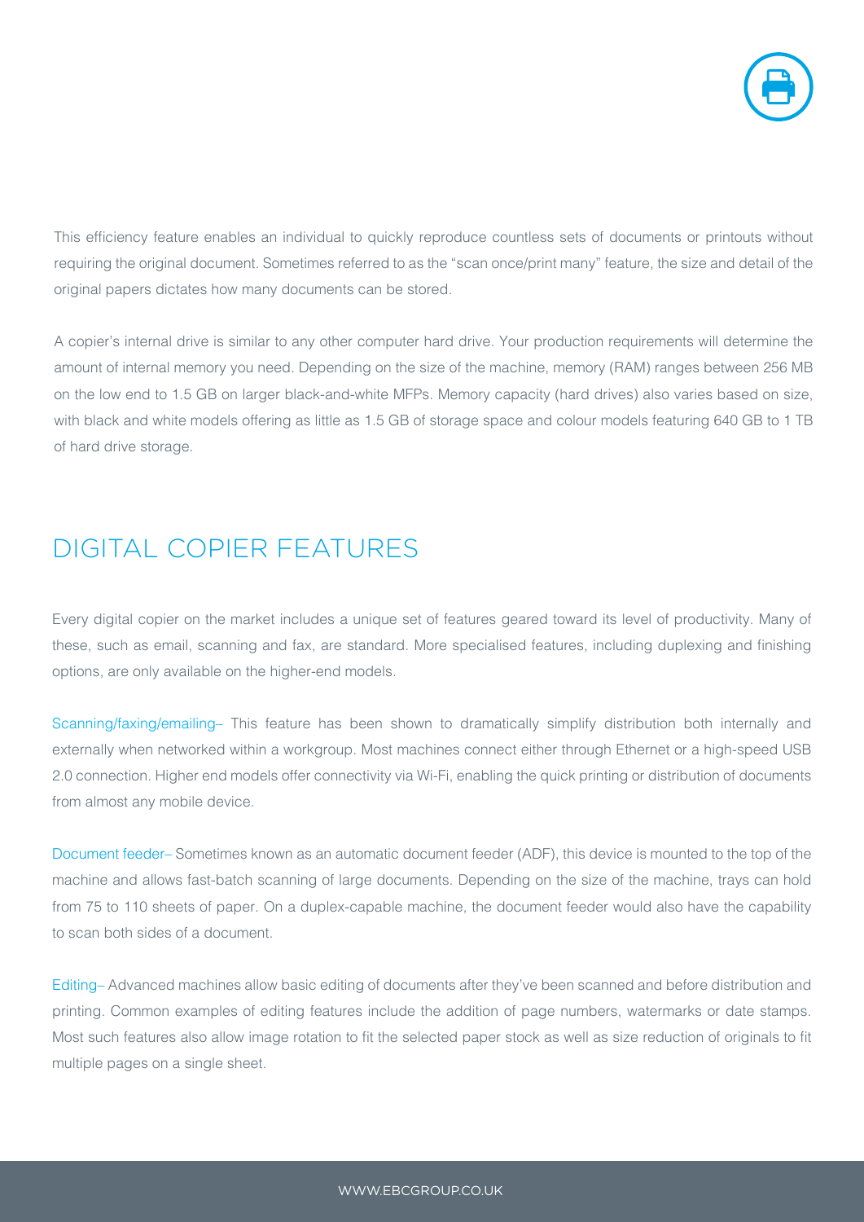This efficiency feature enables an individual to quickly reproduce countless sets of documents or printouts without requiring the original document. Sometimes referred to as the "scan once/print many" feature, the size and detail of the original papers dictates how many documents can be stored.

A copier's internal drive is similar to any other computer hard drive. Your production requirements will determine the amount of internal memory you need. Depending on the size of the machine, memory (RAM) ranges between 256 MB on the low end to 1.5 GB on larger black-and-white MFPs. Memory capacity (hard drives) also varies based on size, with black and white models offering as little as 1.5 GB of storage space and colour models featuring 640 GB to 1 TB of hard drive storage.

## DIGITAL COPIER FEATURES

Every digital copier on the market includes a unique set of features geared toward its level of productivity. Many of these, such as email, scanning and fax, are standard. More specialised features, including duplexing and finishing options, are only available on the higher-end models.

Scanning/faxing/emailing– This feature has been shown to dramatically simplify distribution both internally and externally when networked within a workgroup. Most machines connect either through Ethernet or a high-speed USB 2.0 connection. Higher end models offer connectivity via Wi-Fi, enabling the quick printing or distribution of documents from almost any mobile device.

Document feeder– Sometimes known as an automatic document feeder (ADF), this device is mounted to the top of the machine and allows fast-batch scanning of large documents. Depending on the size of the machine, trays can hold from 75 to 110 sheets of paper. On a duplex-capable machine, the document feeder would also have the capability to scan both sides of a document.

Editing– Advanced machines allow basic editing of documents after they've been scanned and before distribution and printing. Common examples of editing features include the addition of page numbers, watermarks or date stamps. Most such features also allow image rotation to fit the selected paper stock as well as size reduction of originals to fit multiple pages on a single sheet.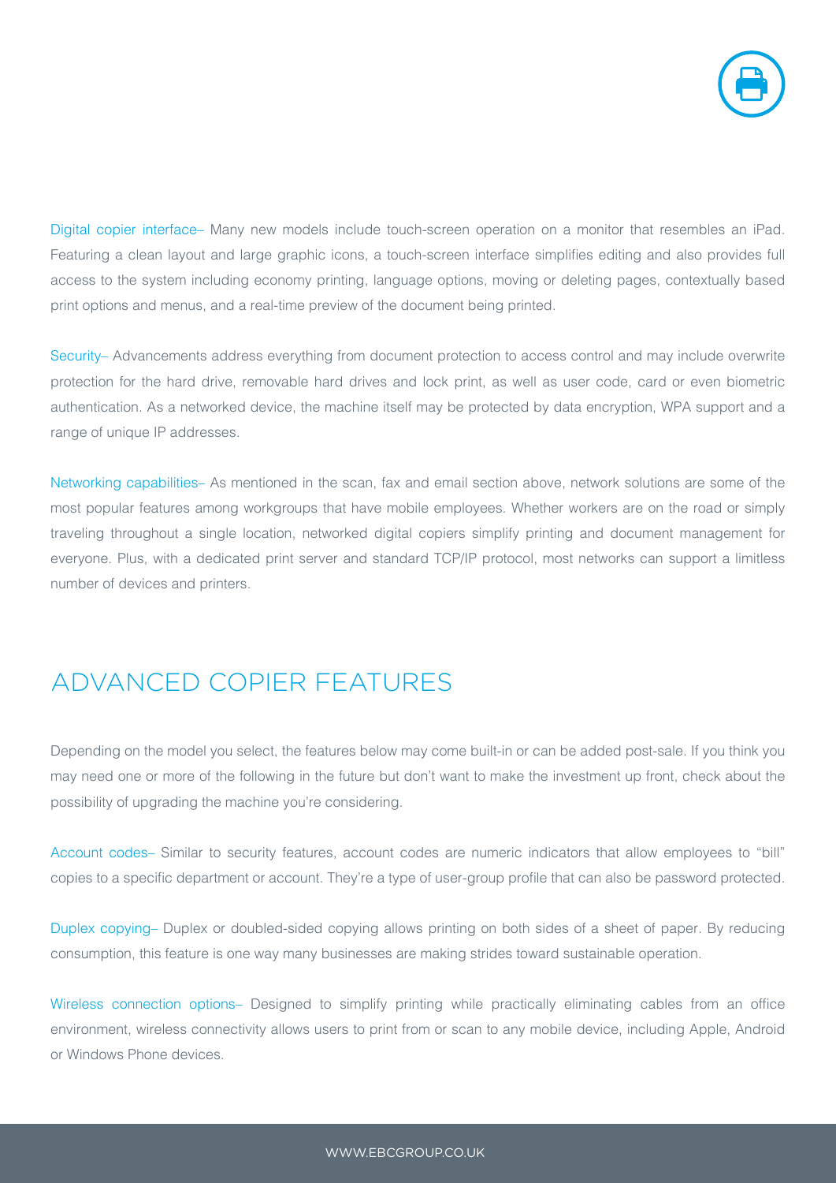Digital copier interface– Many new models include touch-screen operation on a monitor that resembles an iPad. Featuring a clean layout and large graphic icons, a touch-screen interface simplifies editing and also provides full access to the system including economy printing, language options, moving or deleting pages, contextually based print options and menus, and a real-time preview of the document being printed.

Security– Advancements address everything from document protection to access control and may include overwrite protection for the hard drive, removable hard drives and lock print, as well as user code, card or even biometric authentication. As a networked device, the machine itself may be protected by data encryption, WPA support and a range of unique IP addresses.

Networking capabilities– As mentioned in the scan, fax and email section above, network solutions are some of the most popular features among workgroups that have mobile employees. Whether workers are on the road or simply traveling throughout a single location, networked digital copiers simplify printing and document management for everyone. Plus, with a dedicated print server and standard TCP/IP protocol, most networks can support a limitless number of devices and printers.

## ADVANCED COPIER FEATURES

Depending on the model you select, the features below may come built-in or can be added post-sale. If you think you may need one or more of the following in the future but don't want to make the investment up front, check about the possibility of upgrading the machine you're considering.

Account codes– Similar to security features, account codes are numeric indicators that allow employees to "bill" copies to a specific department or account. They're a type of user-group profile that can also be password protected.

Duplex copying– Duplex or doubled-sided copying allows printing on both sides of a sheet of paper. By reducing consumption, this feature is one way many businesses are making strides toward sustainable operation.

Wireless connection options– Designed to simplify printing while practically eliminating cables from an office environment, wireless connectivity allows users to print from or scan to any mobile device, including Apple, Android or Windows Phone devices.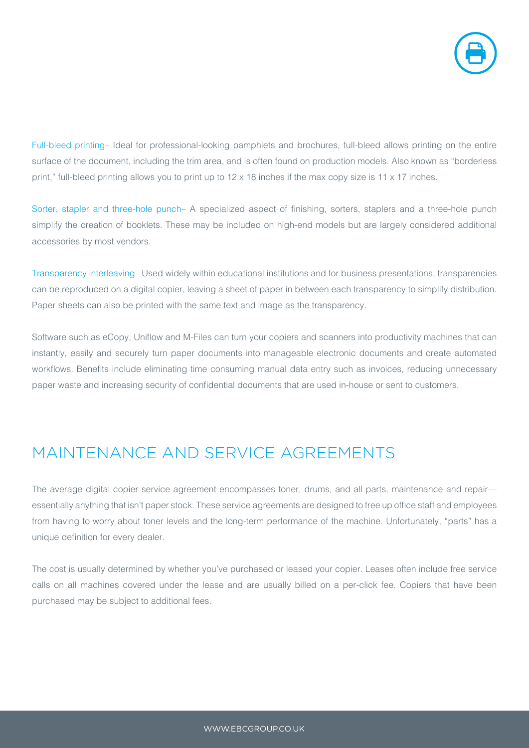Full-bleed printing– Ideal for professional-looking pamphlets and brochures, full-bleed allows printing on the entire surface of the document, including the trim area, and is often found on production models. Also known as "borderless print," full-bleed printing allows you to print up to 12 x 18 inches if the max copy size is 11 x 17 inches.

Sorter, stapler and three-hole punch– A specialized aspect of finishing, sorters, staplers and a three-hole punch simplify the creation of booklets. These may be included on high-end models but are largely considered additional accessories by most vendors.

Transparency interleaving– Used widely within educational institutions and for business presentations, transparencies can be reproduced on a digital copier, leaving a sheet of paper in between each transparency to simplify distribution. Paper sheets can also be printed with the same text and image as the transparency.

Software such as eCopy, Uniflow and M-Files can turn your copiers and scanners into productivity machines that can instantly, easily and securely turn paper documents into manageable electronic documents and create automated workflows. Benefits include eliminating time consuming manual data entry such as invoices, reducing unnecessary paper waste and increasing security of confidential documents that are used in-house or sent to customers.

## MAINTENANCE AND SERVICE AGREEMENTS

The average digital copier service agreement encompasses toner, drums, and all parts, maintenance and repair—essentially anything that isn't paper stock. These service agreements are designed to free up office staff and employees from having to worry about toner levels and the long-term performance of the machine. Unfortunately, "parts" has a unique definition for every dealer.

The cost is usually determined by whether you've purchased or leased your copier. Leases often include free service calls on all machines covered under the lease and are usually billed on a per-click fee. Copiers that have been purchased may be subject to additional fees.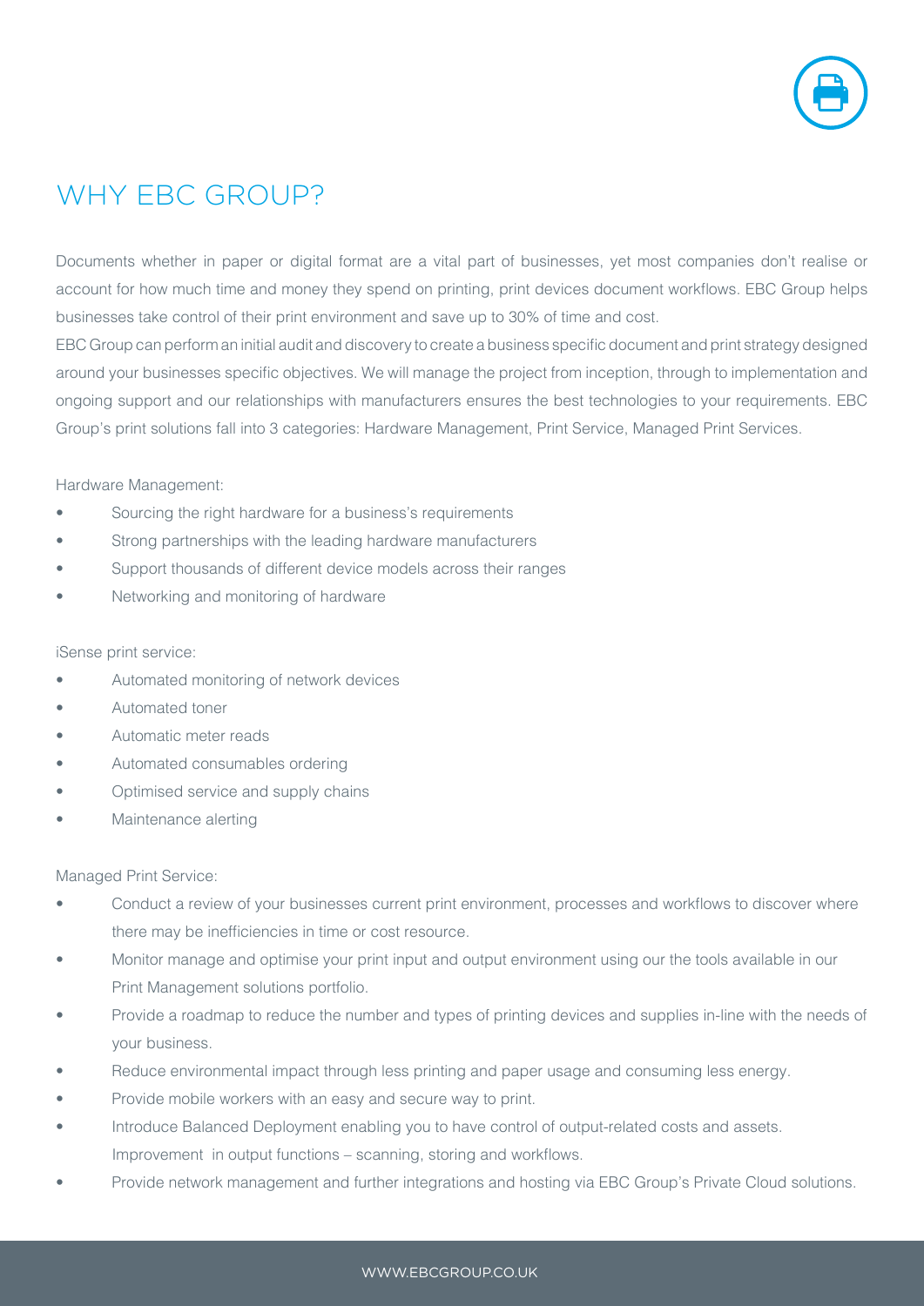# WHY EBC GROUP?

Documents whether in paper or digital format are a vital part of businesses, yet most companies don't realise or account for how much time and money they spend on printing, print devices document workflows. EBC Group helps businesses take control of their print environment and save up to 30% of time and cost.

EBC Group can perform an initial audit and discovery to create a business specific document and print strategy designed around your businesses specific objectives. We will manage the project from inception, through to implementation and ongoing support and our relationships with manufacturers ensures the best technologies to your requirements. EBC Group's print solutions fall into 3 categories: Hardware Management, Print Service, Managed Print Services.

Hardware Management:

- Sourcing the right hardware for a business's requirements
- Strong partnerships with the leading hardware manufacturers
- Support thousands of different device models across their ranges
- Networking and monitoring of hardware

iSense print service:

- Automated monitoring of network devices
- Automated toner
- Automatic meter reads
- Automated consumables ordering
- Optimised service and supply chains
- Maintenance alerting

Managed Print Service:

- Conduct a review of your businesses current print environment, processes and workflows to discover where there may be inefficiencies in time or cost resource.
- Monitor manage and optimise your print input and output environment using our the tools available in our Print Management solutions portfolio.
- Provide a roadmap to reduce the number and types of printing devices and supplies in-line with the needs of your business.
- Reduce environmental impact through less printing and paper usage and consuming less energy.
- Provide mobile workers with an easy and secure way to print.
- Introduce Balanced Deployment enabling you to have control of output-related costs and assets. Improvement in output functions – scanning, storing and workflows.
- Provide network management and further integrations and hosting via EBC Group's Private Cloud solutions.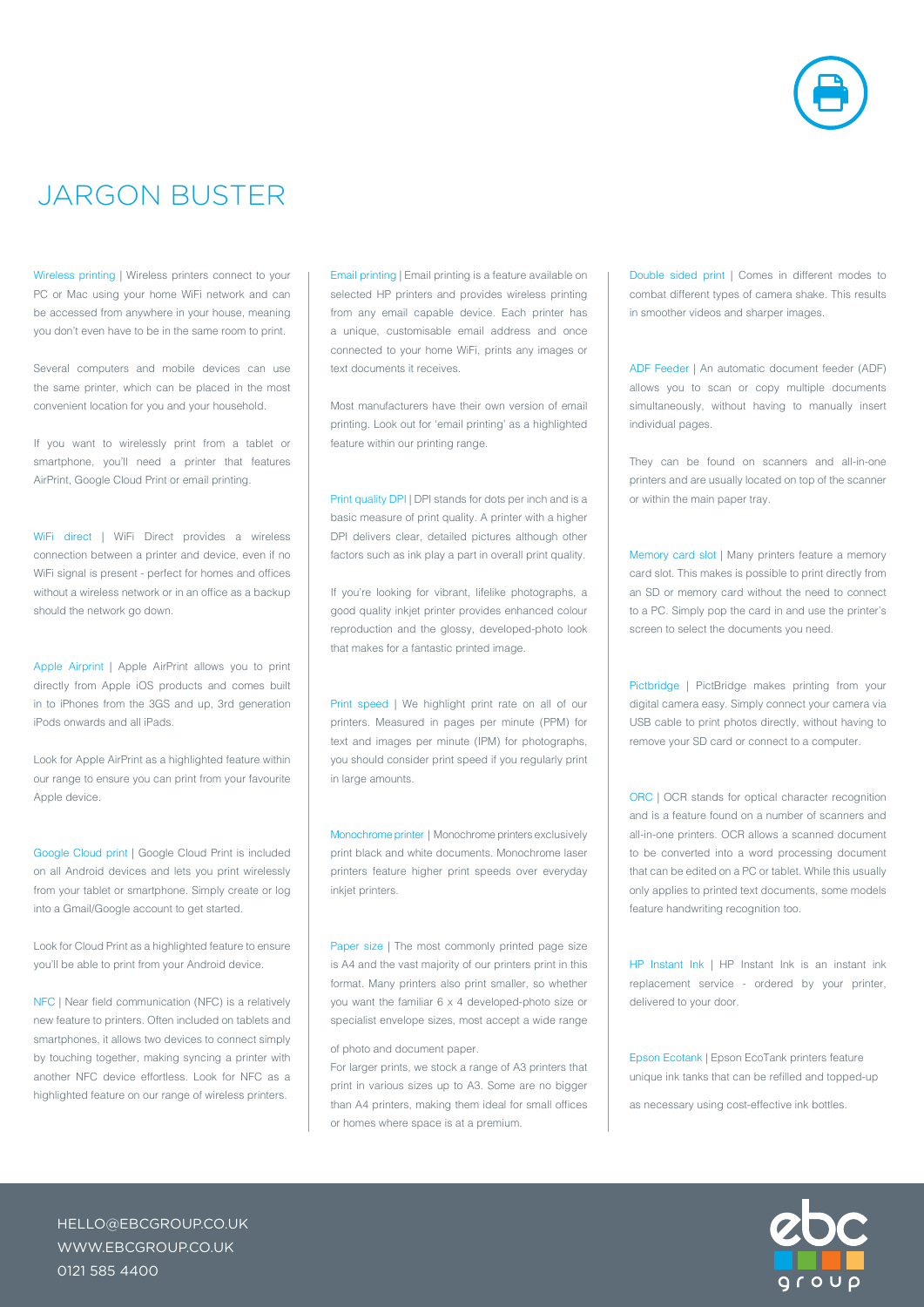# JARGON BUSTER

**Wireless printing** | Wireless printers connect to your PC or Mac using your home WiFi network and can be accessed from anywhere in your house, meaning you don't even have to be in the same room to print.

Several computers and mobile devices can use the same printer, which can be placed in the most convenient location for you and your household.

If you want to wirelessly print from a tablet or smartphone, you'll need a printer that features AirPrint, Google Cloud Print or email printing.

**WiFi direct** | WiFi Direct provides a wireless connection between a printer and device, even if no WiFi signal is present - perfect for homes and offices without a wireless network or in an office as a backup should the network go down.

**Apple Airprint** | Apple AirPrint allows you to print directly from Apple iOS products and comes built in to iPhones from the 3GS and up, 3rd generation iPods onwards and all iPads.

Look for Apple AirPrint as a highlighted feature within our range to ensure you can print from your favourite Apple device.

**Google Cloud print** | Google Cloud Print is included on all Android devices and lets you print wirelessly from your tablet or smartphone. Simply create or log into a Gmail/Google account to get started.

Look for Cloud Print as a highlighted feature to ensure you'll be able to print from your Android device.

**NFC** | Near field communication (NFC) is a relatively new feature to printers. Often included on tablets and smartphones, it allows two devices to connect simply by touching together, making syncing a printer with another NFC device effortless. Look for NFC as a highlighted feature on our range of wireless printers.

**Email printing** | Email printing is a feature available on selected HP printers and provides wireless printing from any email capable device. Each printer has a unique, customisable email address and once connected to your home WiFi, prints any images or text documents it receives.

Most manufacturers have their own version of email printing. Look out for 'email printing' as a highlighted feature within our printing range.

**Print quality DPI** | DPI stands for dots per inch and is a basic measure of print quality. A printer with a higher DPI delivers clear, detailed pictures although other factors such as ink play a part in overall print quality.

If you're looking for vibrant, lifelike photographs, a good quality inkjet printer provides enhanced colour reproduction and the glossy, developed-photo look that makes for a fantastic printed image.

**Print speed** | We highlight print rate on all of our printers. Measured in pages per minute (PPM) for text and images per minute (IPM) for photographs, you should consider print speed if you regularly print in large amounts.

**Monochrome printer** | Monochrome printers exclusively print black and white documents. Monochrome laser printers feature higher print speeds over everyday inkjet printers.

**Paper size** | The most commonly printed page size is A4 and the vast majority of our printers print in this format. Many printers also print smaller, so whether you want the familiar 6 x 4 developed-photo size or specialist envelope sizes, most accept a wide range of photo and document paper.

For larger prints, we stock a range of A3 printers that print in various sizes up to A3. Some are no bigger than A4 printers, making them ideal for small offices or homes where space is at a premium.

**Double sided print** | Comes in different modes to combat different types of camera shake. This results in smoother videos and sharper images.

**ADF Feeder** | An automatic document feeder (ADF) allows you to scan or copy multiple documents simultaneously, without having to manually insert individual pages.

They can be found on scanners and all-in-one printers and are usually located on top of the scanner or within the main paper tray.

**Memory card slot** | Many printers feature a memory card slot. This makes is possible to print directly from an SD or memory card without the need to connect to a PC. Simply pop the card in and use the printer's screen to select the documents you need.

**Pictbridge** | PictBridge makes printing from your digital camera easy. Simply connect your camera via USB cable to print photos directly, without having to remove your SD card or connect to a computer.

**ORC** | OCR stands for optical character recognition and is a feature found on a number of scanners and all-in-one printers. OCR allows a scanned document to be converted into a word processing document that can be edited on a PC or tablet. While this usually only applies to printed text documents, some models feature handwriting recognition too.

**HP Instant Ink** | HP Instant Ink is an instant ink replacement service - ordered by your printer, delivered to your door.

**Epson Ecotank** | Epson EcoTank printers feature unique ink tanks that can be refilled and topped-up as necessary using cost-effective ink bottles.

HELLO@EBCGROUP.CO.UK
WWW.EBCGROUP.CO.UK
0121 585 4400